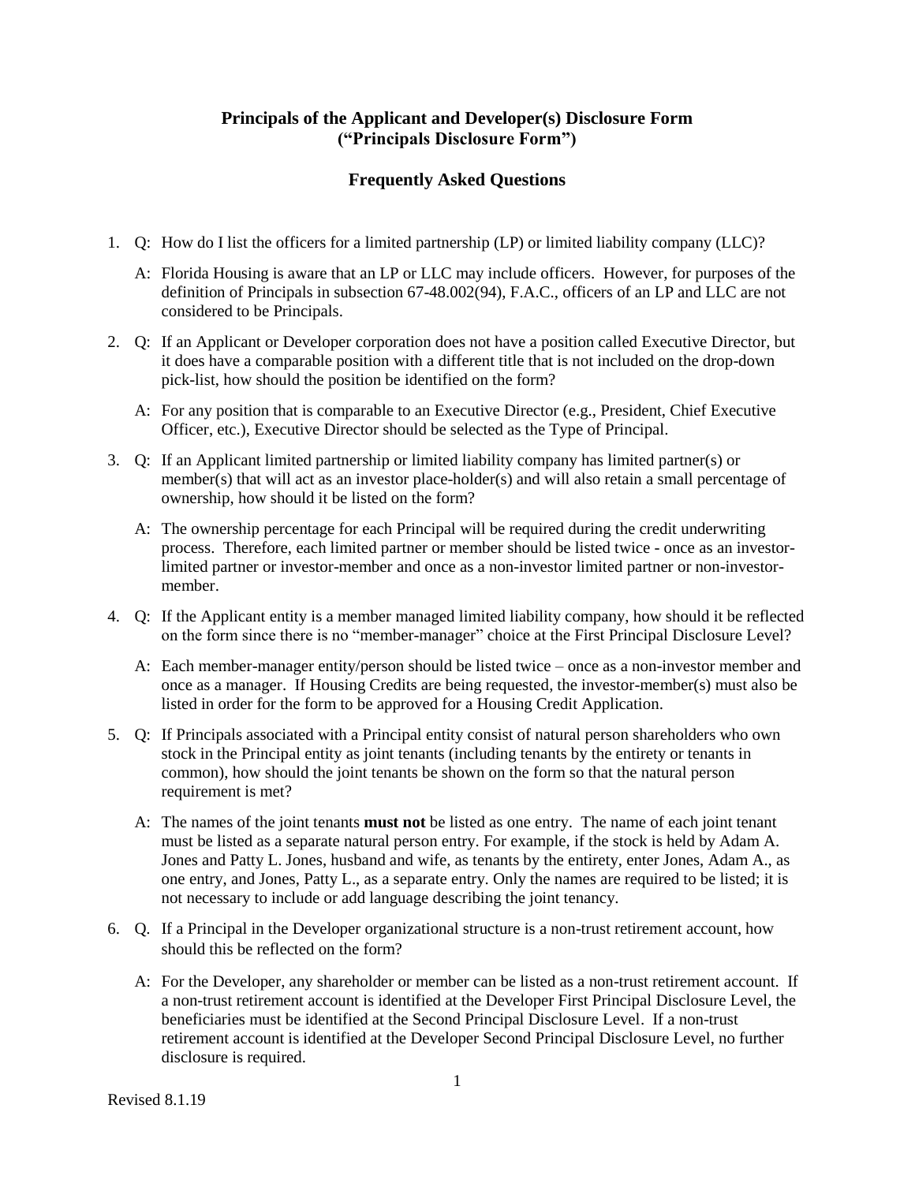## Principals of the Applicant and Developer(s) Disclosure Form ("Principals Disclosure Form")

## Frequently Asked Questions

1. Q: How do I list the officers for a limited partnership (LP) or limited liability company (LLC)?

   A: Florida Housing is aware that an LP or LLC may include officers. However, for purposes of the definition of Principals in subsection 67-48.002(94), F.A.C., officers of an LP and LLC are not considered to be Principals.

2. Q: If an Applicant or Developer corporation does not have a position called Executive Director, but it does have a comparable position with a different title that is not included on the drop-down pick-list, how should the position be identified on the form?

   A: For any position that is comparable to an Executive Director (e.g., President, Chief Executive Officer, etc.), Executive Director should be selected as the Type of Principal.

3. Q: If an Applicant limited partnership or limited liability company has limited partner(s) or member(s) that will act as an investor place-holder(s) and will also retain a small percentage of ownership, how should it be listed on the form?

   A: The ownership percentage for each Principal will be required during the credit underwriting process. Therefore, each limited partner or member should be listed twice - once as an investor-limited partner or investor-member and once as a non-investor limited partner or non-investor-member.

4. Q: If the Applicant entity is a member managed limited liability company, how should it be reflected on the form since there is no "member-manager" choice at the First Principal Disclosure Level?

   A: Each member-manager entity/person should be listed twice – once as a non-investor member and once as a manager. If Housing Credits are being requested, the investor-member(s) must also be listed in order for the form to be approved for a Housing Credit Application.

5. Q: If Principals associated with a Principal entity consist of natural person shareholders who own stock in the Principal entity as joint tenants (including tenants by the entirety or tenants in common), how should the joint tenants be shown on the form so that the natural person requirement is met?

   A: The names of the joint tenants **must not** be listed as one entry. The name of each joint tenant must be listed as a separate natural person entry. For example, if the stock is held by Adam A. Jones and Patty L. Jones, husband and wife, as tenants by the entirety, enter Jones, Adam A., as one entry, and Jones, Patty L., as a separate entry. Only the names are required to be listed; it is not necessary to include or add language describing the joint tenancy.

6. Q. If a Principal in the Developer organizational structure is a non-trust retirement account, how should this be reflected on the form?

   A: For the Developer, any shareholder or member can be listed as a non-trust retirement account. If a non-trust retirement account is identified at the Developer First Principal Disclosure Level, the beneficiaries must be identified at the Second Principal Disclosure Level. If a non-trust retirement account is identified at the Developer Second Principal Disclosure Level, no further disclosure is required.

Revised 8.1.19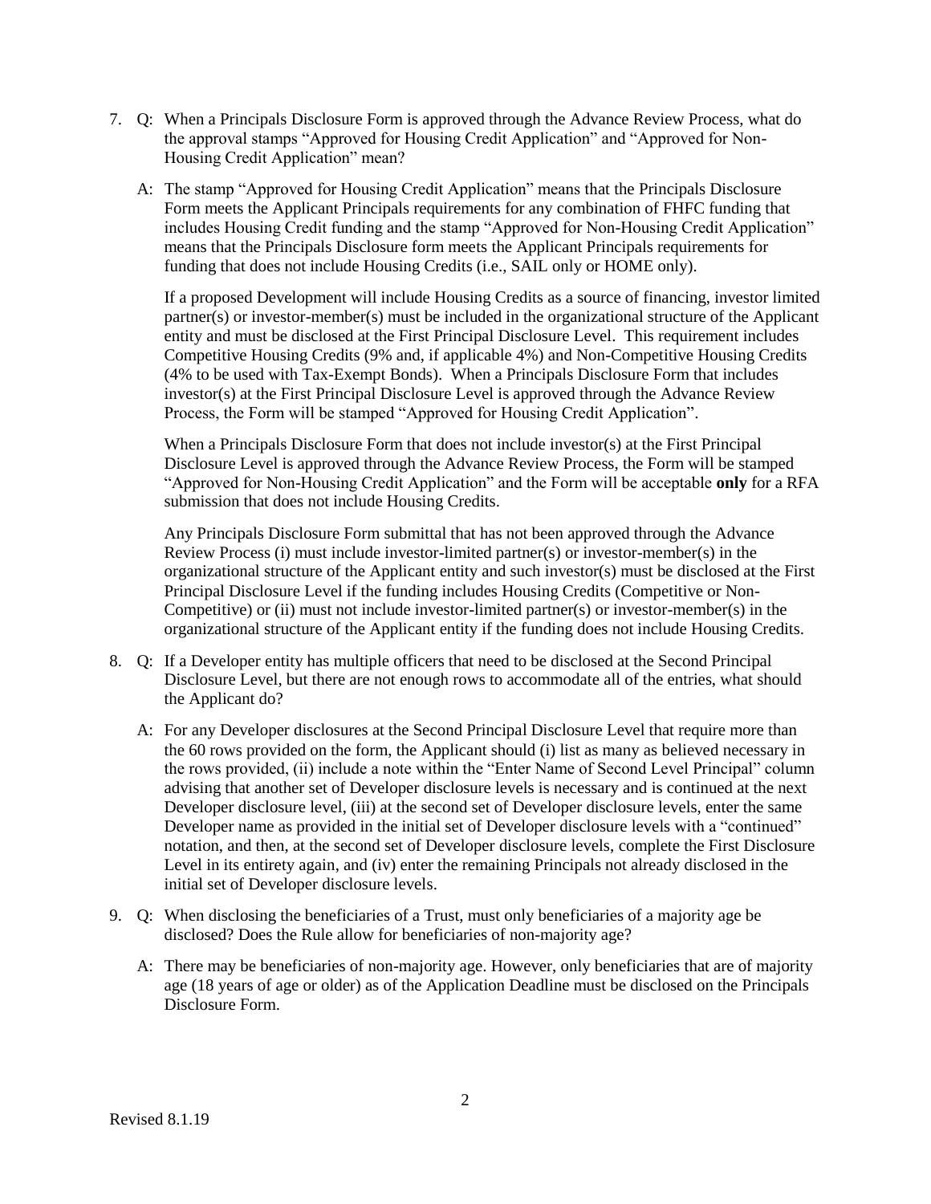7. Q: When a Principals Disclosure Form is approved through the Advance Review Process, what do the approval stamps "Approved for Housing Credit Application" and "Approved for Non-Housing Credit Application" mean?

   A: The stamp "Approved for Housing Credit Application" means that the Principals Disclosure Form meets the Applicant Principals requirements for any combination of FHFC funding that includes Housing Credit funding and the stamp "Approved for Non-Housing Credit Application" means that the Principals Disclosure form meets the Applicant Principals requirements for funding that does not include Housing Credits (i.e., SAIL only or HOME only).

   If a proposed Development will include Housing Credits as a source of financing, investor limited partner(s) or investor-member(s) must be included in the organizational structure of the Applicant entity and must be disclosed at the First Principal Disclosure Level. This requirement includes Competitive Housing Credits (9% and, if applicable 4%) and Non-Competitive Housing Credits (4% to be used with Tax-Exempt Bonds). When a Principals Disclosure Form that includes investor(s) at the First Principal Disclosure Level is approved through the Advance Review Process, the Form will be stamped "Approved for Housing Credit Application".

   When a Principals Disclosure Form that does not include investor(s) at the First Principal Disclosure Level is approved through the Advance Review Process, the Form will be stamped "Approved for Non-Housing Credit Application" and the Form will be acceptable **only** for a RFA submission that does not include Housing Credits.

   Any Principals Disclosure Form submittal that has not been approved through the Advance Review Process (i) must include investor-limited partner(s) or investor-member(s) in the organizational structure of the Applicant entity and such investor(s) must be disclosed at the First Principal Disclosure Level if the funding includes Housing Credits (Competitive or Non-Competitive) or (ii) must not include investor-limited partner(s) or investor-member(s) in the organizational structure of the Applicant entity if the funding does not include Housing Credits.

8. Q: If a Developer entity has multiple officers that need to be disclosed at the Second Principal Disclosure Level, but there are not enough rows to accommodate all of the entries, what should the Applicant do?

   A: For any Developer disclosures at the Second Principal Disclosure Level that require more than the 60 rows provided on the form, the Applicant should (i) list as many as believed necessary in the rows provided, (ii) include a note within the "Enter Name of Second Level Principal" column advising that another set of Developer disclosure levels is necessary and is continued at the next Developer disclosure level, (iii) at the second set of Developer disclosure levels, enter the same Developer name as provided in the initial set of Developer disclosure levels with a "continued" notation, and then, at the second set of Developer disclosure levels, complete the First Disclosure Level in its entirety again, and (iv) enter the remaining Principals not already disclosed in the initial set of Developer disclosure levels.

9. Q: When disclosing the beneficiaries of a Trust, must only beneficiaries of a majority age be disclosed? Does the Rule allow for beneficiaries of non-majority age?

   A: There may be beneficiaries of non-majority age. However, only beneficiaries that are of majority age (18 years of age or older) as of the Application Deadline must be disclosed on the Principals Disclosure Form.

Revised 8.1.19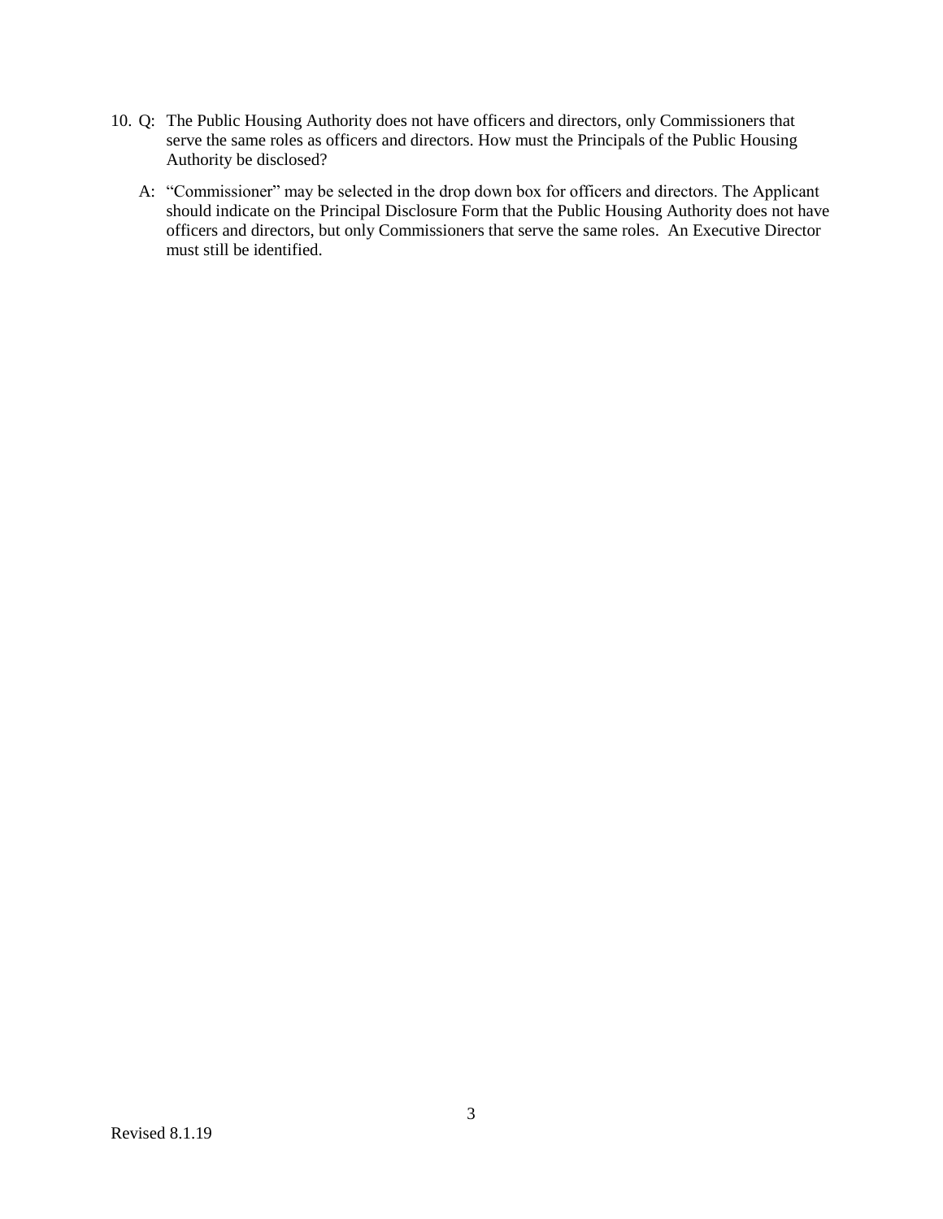10. Q: The Public Housing Authority does not have officers and directors, only Commissioners that serve the same roles as officers and directors. How must the Principals of the Public Housing Authority be disclosed?

    A: "Commissioner" may be selected in the drop down box for officers and directors. The Applicant should indicate on the Principal Disclosure Form that the Public Housing Authority does not have officers and directors, but only Commissioners that serve the same roles. An Executive Director must still be identified.

Revised 8.1.19